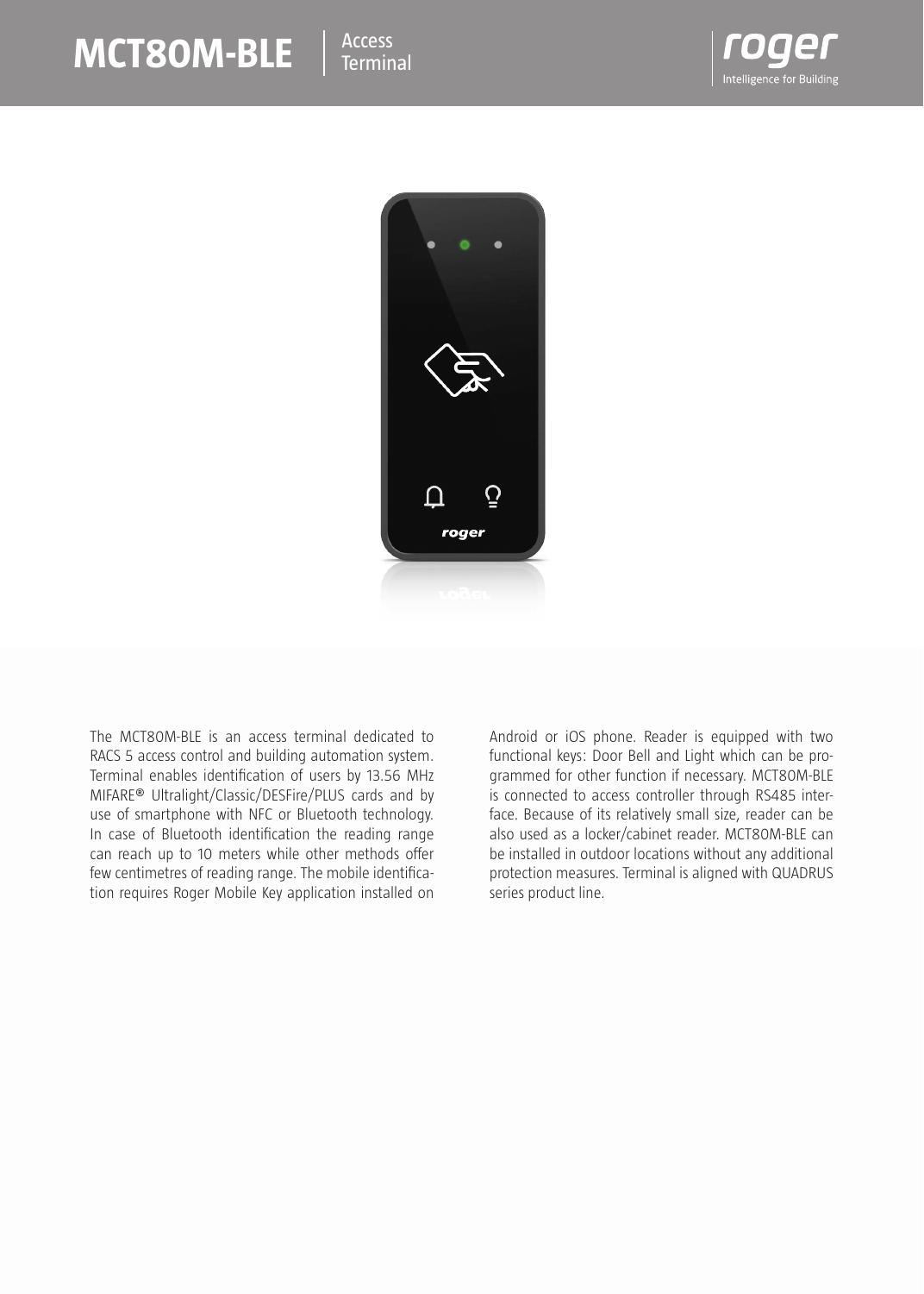# MCT80M-BLE Access Terminal

roger
Intelligence for Building

The MCT80M-BLE is an access terminal dedicated to RACS 5 access control and building automation system. Terminal enables identification of users by 13.56 MHz MIFARE® Ultralight/Classic/DESFire/PLUS cards and by use of smartphone with NFC or Bluetooth technology. In case of Bluetooth identification the reading range can reach up to 10 meters while other methods offer few centimetres of reading range. The mobile identification requires Roger Mobile Key application installed on Android or iOS phone. Reader is equipped with two functional keys: Door Bell and Light which can be programmed for other function if necessary. MCT80M-BLE is connected to access controller through RS485 interface. Because of its relatively small size, reader can be also used as a locker/cabinet reader. MCT80M-BLE can be installed in outdoor locations without any additional protection measures. Terminal is aligned with QUADRUS series product line.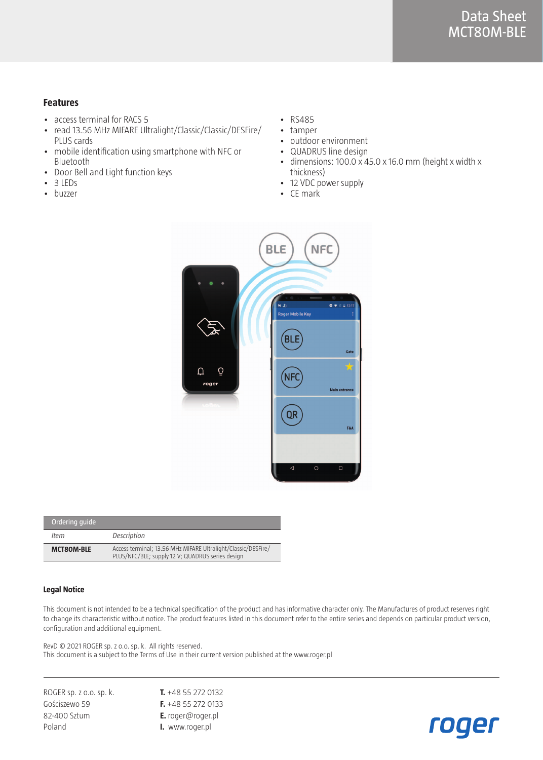# Data Sheet MCT80M-BLE

## Features

- access terminal for RACS 5
- read 13.56 MHz MIFARE Ultralight/Classic/Classic/DESFire/PLUS cards
- mobile identification using smartphone with NFC or Bluetooth
- Door Bell and Light function keys
- 3 LEDs
- buzzer
- RS485
- tamper
- outdoor environment
- QUADRUS line design
- dimensions: 100.0 x 45.0 x 16.0 mm (height x width x thickness)
- 12 VDC power supply
- CE mark

| Ordering guide | |
|---|---|
| *Item* | *Description* |
| **MCT80M-BLE** | Access terminal; 13.56 MHz MIFARE Ultralight/Classic/DESFire/PLUS/NFC/BLE; supply 12 V; QUADRUS series design |

## Legal Notice

This document is not intended to be a technical specification of the product and has informative character only. The Manufactures of product reserves right to change its characteristic without notice. The product features listed in this document refer to the entire series and depends on particular product version, configuration and additional equipment.

RevD © 2021 ROGER sp. z o.o. sp. k. All rights reserved.
This document is a subject to the Terms of Use in their current version published at the www.roger.pl

ROGER sp. z o.o. sp. k.
Gościszewo 59
82-400 Sztum
Poland

**T.** +48 55 272 0132
**F.** +48 55 272 0133
**E.** roger@roger.pl
**I.** www.roger.pl